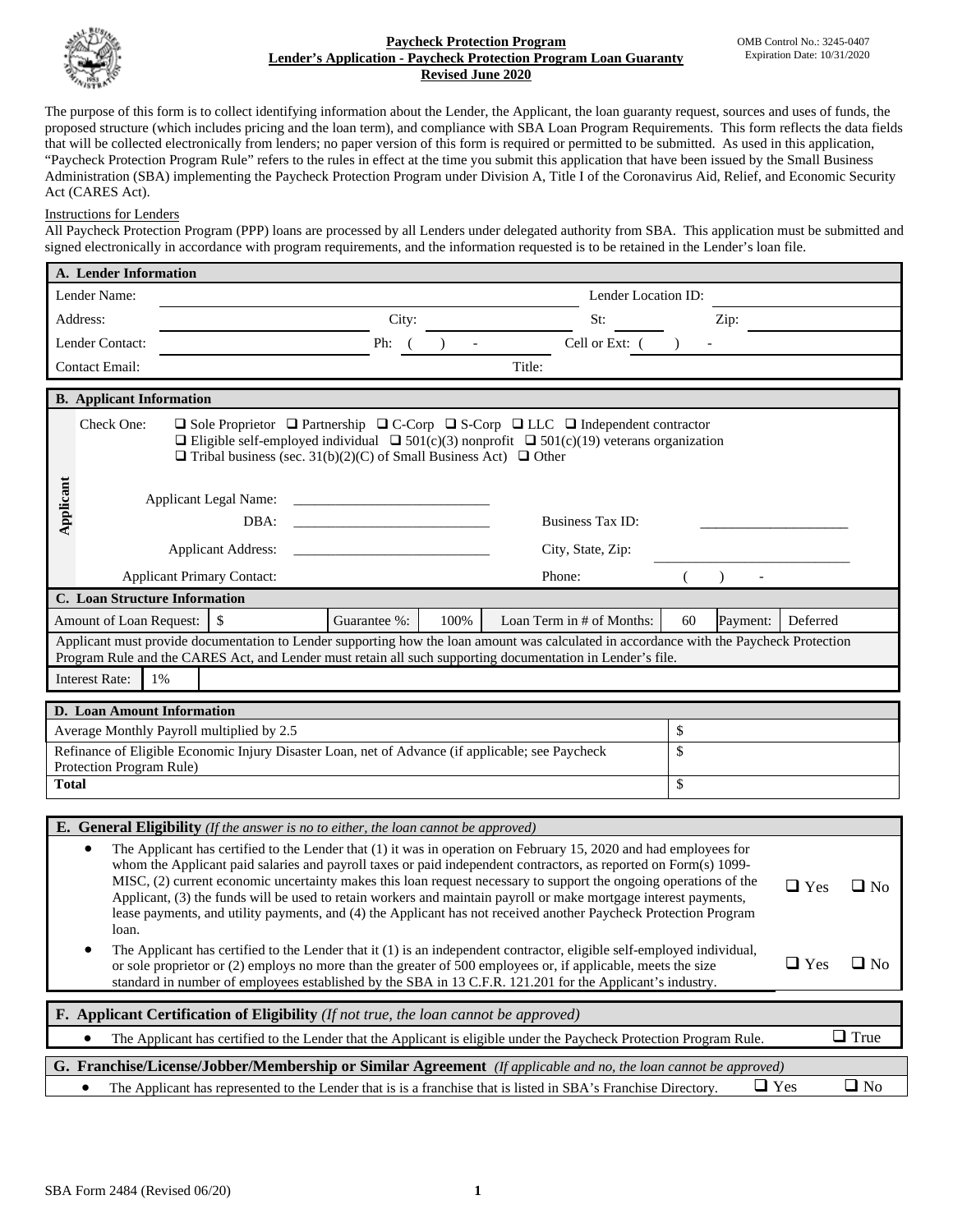# Paycheck Protection Program
## Lender's Application - Paycheck Protection Program Loan Guaranty
### Revised June 2020

OMB Control No.: 3245-0407
Expiration Date: 10/31/2020

The purpose of this form is to collect identifying information about the Lender, the Applicant, the loan guaranty request, sources and uses of funds, the proposed structure (which includes pricing and the loan term), and compliance with SBA Loan Program Requirements. This form reflects the data fields that will be collected electronically from lenders; no paper version of this form is required or permitted to be submitted. As used in this application, "Paycheck Protection Program Rule" refers to the rules in effect at the time you submit this application that have been issued by the Small Business Administration (SBA) implementing the Paycheck Protection Program under Division A, Title I of the Coronavirus Aid, Relief, and Economic Security Act (CARES Act).

Instructions for Lenders

All Paycheck Protection Program (PPP) loans are processed by all Lenders under delegated authority from SBA. This application must be submitted and signed electronically in accordance with program requirements, and the information requested is to be retained in the Lender's loan file.

| A. Lender Information | | | | | | | |
|---|---|---|---|---|---|---|---|
| Lender Name: | | | | Lender Location ID: | | | |
| Address: | | City: | | St: | | Zip: | |
| Lender Contact: | | Ph: ( ) - | | Cell or Ext: ( ) - | | | |
| Contact Email: | | | | Title: | | | |

**B. Applicant Information**

**Applicant**

Check One: ❑ Sole Proprietor ❑ Partnership ❑ C-Corp ❑ S-Corp ❑ LLC ❑ Independent contractor ❑ Eligible self-employed individual ❑ 501(c)(3) nonprofit ❑ 501(c)(19) veterans organization ❑ Tribal business (sec. 31(b)(2)(C) of Small Business Act) ❑ Other

| | | | |
|---|---|---|---|
| Applicant Legal Name: | ___________________________ | | |
| DBA: | ___________________________ | Business Tax ID: | ____________________ |
| Applicant Address: | ___________________________ | City, State, Zip: | ___________________________ |
| Applicant Primary Contact: | | Phone: | ( ) - |

| C. Loan Structure Information | | | | | | | |
|---|---|---|---|---|---|---|---|
| Amount of Loan Request: | $ | Guarantee %: | 100% | Loan Term in # of Months: | 60 | Payment: | Deferred |
| Applicant must provide documentation to Lender supporting how the loan amount was calculated in accordance with the Paycheck Protection Program Rule and the CARES Act, and Lender must retain all such supporting documentation in Lender's file. | | | | | | | |
| Interest Rate: | 1% | | | | | | |

| D. Loan Amount Information | |
|---|---|
| Average Monthly Payroll multiplied by 2.5 | $ |
| Refinance of Eligible Economic Injury Disaster Loan, net of Advance (if applicable; see Paycheck Protection Program Rule) | $ |
| **Total** | $ |

**E. General Eligibility** *(If the answer is no to either, the loan cannot be approved)*

- The Applicant has certified to the Lender that (1) it was in operation on February 15, 2020 and had employees for whom the Applicant paid salaries and payroll taxes or paid independent contractors, as reported on Form(s) 1099-MISC, (2) current economic uncertainty makes this loan request necessary to support the ongoing operations of the Applicant, (3) the funds will be used to retain workers and maintain payroll or make mortgage interest payments, lease payments, and utility payments, and (4) the Applicant has not received another Paycheck Protection Program loan. ❑ Yes ❑ No
- The Applicant has certified to the Lender that it (1) is an independent contractor, eligible self-employed individual, or sole proprietor or (2) employs no more than the greater of 500 employees or, if applicable, meets the size standard in number of employees established by the SBA in 13 C.F.R. 121.201 for the Applicant's industry. ❑ Yes ❑ No

**F. Applicant Certification of Eligibility** *(If not true, the loan cannot be approved)*

- The Applicant has certified to the Lender that the Applicant is eligible under the Paycheck Protection Program Rule. ❑ True

**G. Franchise/License/Jobber/Membership or Similar Agreement** *(If applicable and no, the loan cannot be approved)*

- The Applicant has represented to the Lender that is is a franchise that is listed in SBA's Franchise Directory. ❑ Yes ❑ No

SBA Form 2484 (Revised 06/20)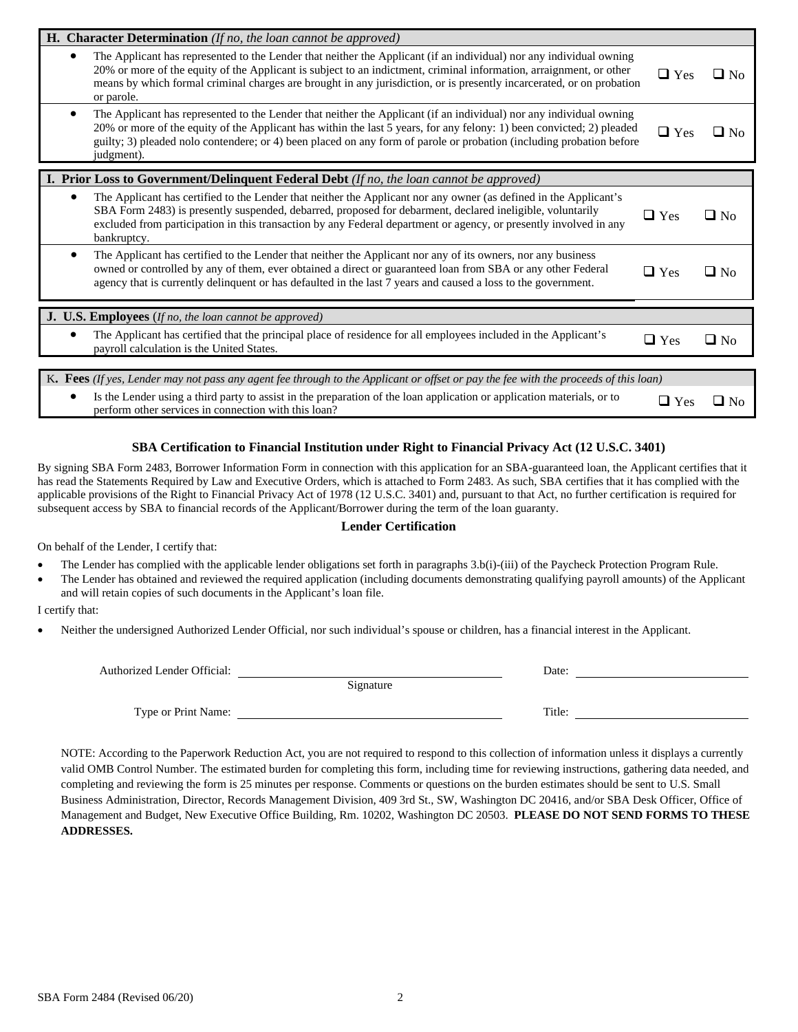| **H. Character Determination** *(If no, the loan cannot be approved)* | | |
| --- | --- | --- |
| • The Applicant has represented to the Lender that neither the Applicant (if an individual) nor any individual owning 20% or more of the equity of the Applicant is subject to an indictment, criminal information, arraignment, or other means by which formal criminal charges are brought in any jurisdiction, or is presently incarcerated, or on probation or parole. | ☐ Yes | ☐ No |
| • The Applicant has represented to the Lender that neither the Applicant (if an individual) nor any individual owning 20% or more of the equity of the Applicant has within the last 5 years, for any felony: 1) been convicted; 2) pleaded guilty; 3) pleaded nolo contendere; or 4) been placed on any form of parole or probation (including probation before judgment). | ☐ Yes | ☐ No |

| **I. Prior Loss to Government/Delinquent Federal Debt** *(If no, the loan cannot be approved)* | | |
| --- | --- | --- |
| • The Applicant has certified to the Lender that neither the Applicant nor any owner (as defined in the Applicant's SBA Form 2483) is presently suspended, debarred, proposed for debarment, declared ineligible, voluntarily excluded from participation in this transaction by any Federal department or agency, or presently involved in any bankruptcy. | ☐ Yes | ☐ No |
| • The Applicant has certified to the Lender that neither the Applicant nor any of its owners, nor any business owned or controlled by any of them, ever obtained a direct or guaranteed loan from SBA or any other Federal agency that is currently delinquent or has defaulted in the last 7 years and caused a loss to the government. | ☐ Yes | ☐ No |

| **J. U.S. Employees** (*If no, the loan cannot be approved)* | | |
| --- | --- | --- |
| • The Applicant has certified that the principal place of residence for all employees included in the Applicant's payroll calculation is the United States. | ☐ Yes | ☐ No |

| K**. Fees** *(If yes, Lender may not pass any agent fee through to the Applicant or offset or pay the fee with the proceeds of this loan)* | | |
| --- | --- | --- |
| • Is the Lender using a third party to assist in the preparation of the loan application or application materials, or to perform other services in connection with this loan? | ☐ Yes | ☐ No |

## SBA Certification to Financial Institution under Right to Financial Privacy Act (12 U.S.C. 3401)

By signing SBA Form 2483, Borrower Information Form in connection with this application for an SBA-guaranteed loan, the Applicant certifies that it has read the Statements Required by Law and Executive Orders, which is attached to Form 2483. As such, SBA certifies that it has complied with the applicable provisions of the Right to Financial Privacy Act of 1978 (12 U.S.C. 3401) and, pursuant to that Act, no further certification is required for subsequent access by SBA to financial records of the Applicant/Borrower during the term of the loan guaranty.

## Lender Certification

On behalf of the Lender, I certify that:

- The Lender has complied with the applicable lender obligations set forth in paragraphs 3.b(i)-(iii) of the Paycheck Protection Program Rule.
- The Lender has obtained and reviewed the required application (including documents demonstrating qualifying payroll amounts) of the Applicant and will retain copies of such documents in the Applicant's loan file.

I certify that:

- Neither the undersigned Authorized Lender Official, nor such individual's spouse or children, has a financial interest in the Applicant.

Authorized Lender Official: ______________________________ Date: ____________________
Signature

Type or Print Name: ______________________________ Title: ____________________

NOTE: According to the Paperwork Reduction Act, you are not required to respond to this collection of information unless it displays a currently valid OMB Control Number. The estimated burden for completing this form, including time for reviewing instructions, gathering data needed, and completing and reviewing the form is 25 minutes per response. Comments or questions on the burden estimates should be sent to U.S. Small Business Administration, Director, Records Management Division, 409 3rd St., SW, Washington DC 20416, and/or SBA Desk Officer, Office of Management and Budget, New Executive Office Building, Rm. 10202, Washington DC 20503. **PLEASE DO NOT SEND FORMS TO THESE ADDRESSES.**

SBA Form 2484 (Revised 06/20)